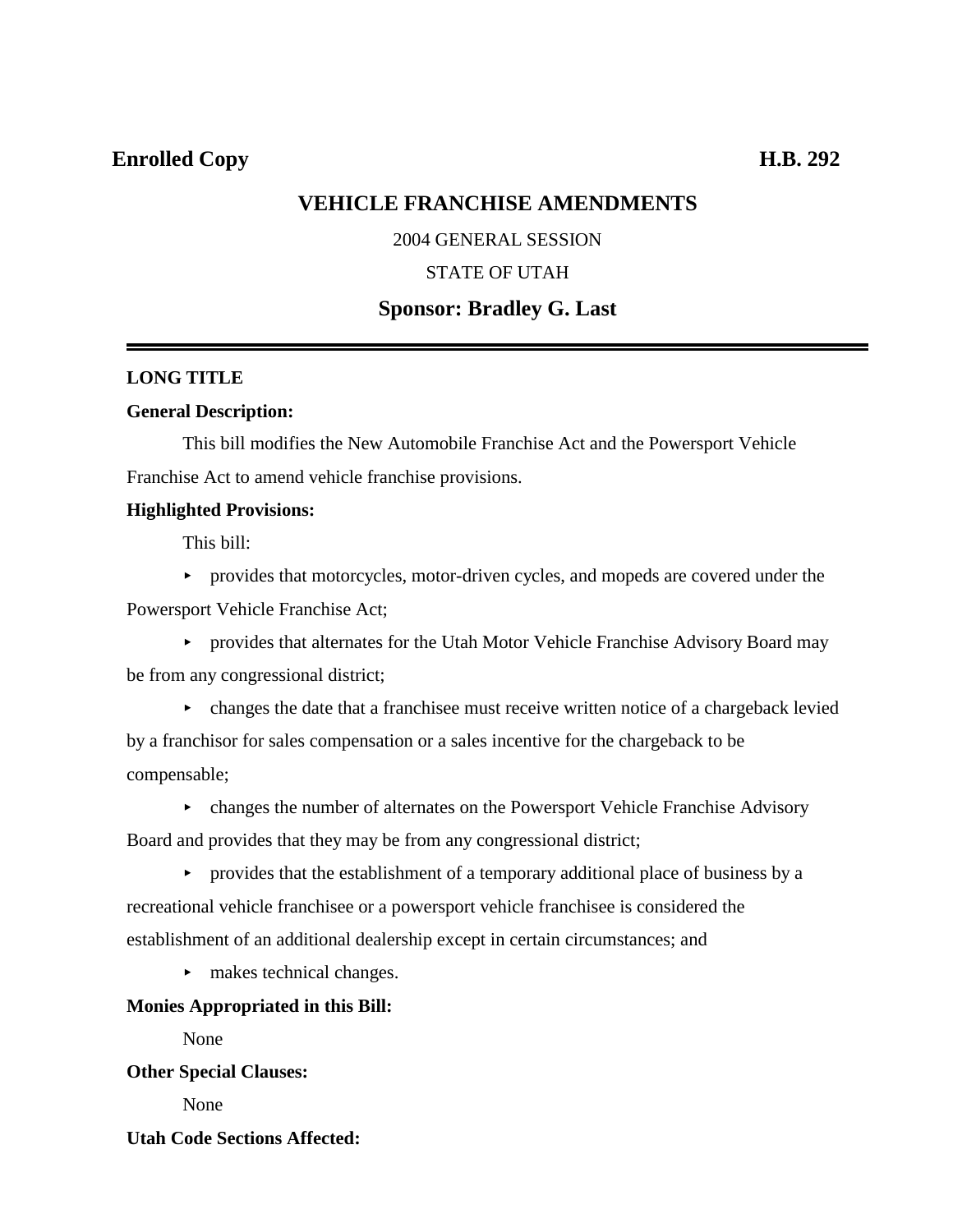**Enrolled Copy** **H.B. 292**

# VEHICLE FRANCHISE AMENDMENTS

2004 GENERAL SESSION

STATE OF UTAH

## Sponsor: Bradley G. Last

---

**LONG TITLE**

**General Description:**

This bill modifies the New Automobile Franchise Act and the Powersport Vehicle Franchise Act to amend vehicle franchise provisions.

**Highlighted Provisions:**

This bill:

- provides that motorcycles, motor-driven cycles, and mopeds are covered under the Powersport Vehicle Franchise Act;
- provides that alternates for the Utah Motor Vehicle Franchise Advisory Board may be from any congressional district;
- changes the date that a franchisee must receive written notice of a chargeback levied by a franchisor for sales compensation or a sales incentive for the chargeback to be compensable;
- changes the number of alternates on the Powersport Vehicle Franchise Advisory Board and provides that they may be from any congressional district;
- provides that the establishment of a temporary additional place of business by a recreational vehicle franchisee or a powersport vehicle franchisee is considered the establishment of an additional dealership except in certain circumstances; and
- makes technical changes.

**Monies Appropriated in this Bill:**

None

**Other Special Clauses:**

None

**Utah Code Sections Affected:**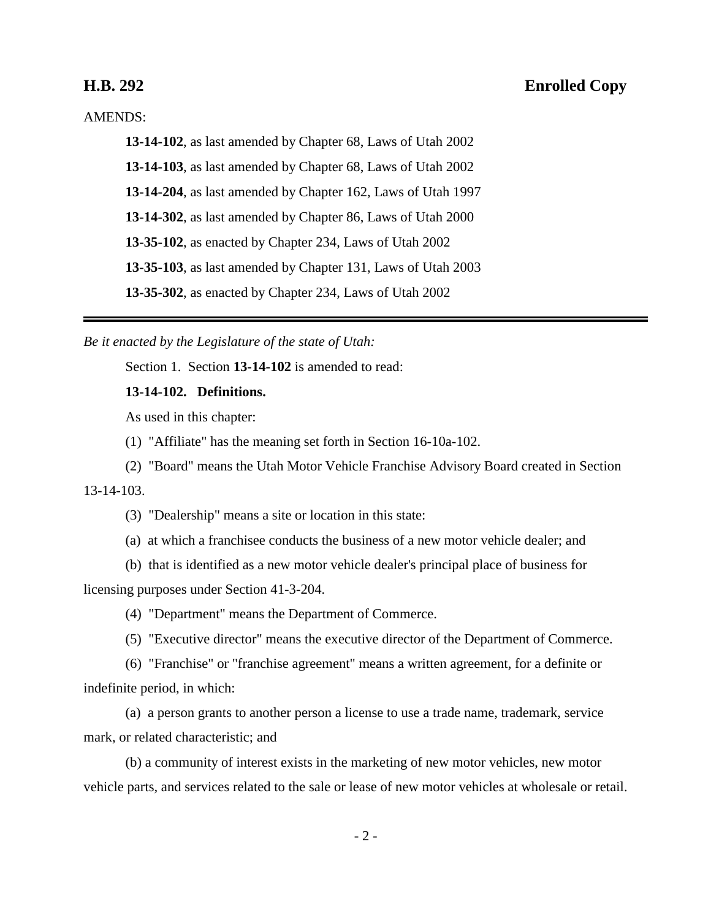AMENDS:

**13-14-102**, as last amended by Chapter 68, Laws of Utah 2002

**13-14-103**, as last amended by Chapter 68, Laws of Utah 2002

**13-14-204**, as last amended by Chapter 162, Laws of Utah 1997

**13-14-302**, as last amended by Chapter 86, Laws of Utah 2000

**13-35-102**, as enacted by Chapter 234, Laws of Utah 2002

**13-35-103**, as last amended by Chapter 131, Laws of Utah 2003

**13-35-302**, as enacted by Chapter 234, Laws of Utah 2002

---

*Be it enacted by the Legislature of the state of Utah:*

Section 1. Section **13-14-102** is amended to read:

**13-14-102. Definitions.**

As used in this chapter:

(1) "Affiliate" has the meaning set forth in Section 16-10a-102.

(2) "Board" means the Utah Motor Vehicle Franchise Advisory Board created in Section 13-14-103.

(3) "Dealership" means a site or location in this state:

(a) at which a franchisee conducts the business of a new motor vehicle dealer; and

(b) that is identified as a new motor vehicle dealer's principal place of business for licensing purposes under Section 41-3-204.

(4) "Department" means the Department of Commerce.

(5) "Executive director" means the executive director of the Department of Commerce.

(6) "Franchise" or "franchise agreement" means a written agreement, for a definite or indefinite period, in which:

(a) a person grants to another person a license to use a trade name, trademark, service mark, or related characteristic; and

(b) a community of interest exists in the marketing of new motor vehicles, new motor vehicle parts, and services related to the sale or lease of new motor vehicles at wholesale or retail.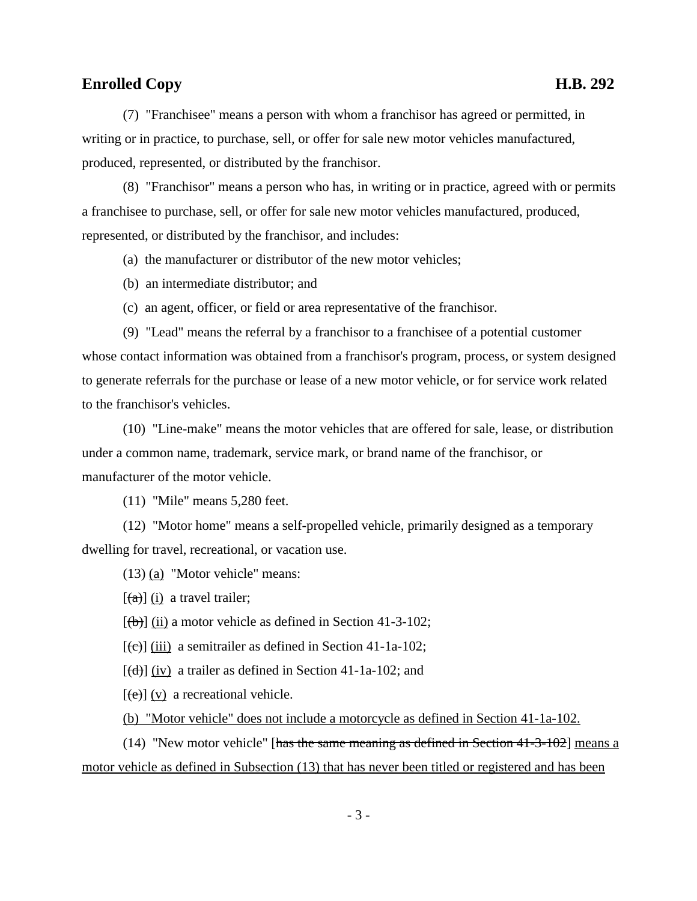(7) "Franchisee" means a person with whom a franchisor has agreed or permitted, in writing or in practice, to purchase, sell, or offer for sale new motor vehicles manufactured, produced, represented, or distributed by the franchisor.

(8) "Franchisor" means a person who has, in writing or in practice, agreed with or permits a franchisee to purchase, sell, or offer for sale new motor vehicles manufactured, produced, represented, or distributed by the franchisor, and includes:

(a) the manufacturer or distributor of the new motor vehicles;

(b) an intermediate distributor; and

(c) an agent, officer, or field or area representative of the franchisor.

(9) "Lead" means the referral by a franchisor to a franchisee of a potential customer whose contact information was obtained from a franchisor's program, process, or system designed to generate referrals for the purchase or lease of a new motor vehicle, or for service work related to the franchisor's vehicles.

(10) "Line-make" means the motor vehicles that are offered for sale, lease, or distribution under a common name, trademark, service mark, or brand name of the franchisor, or manufacturer of the motor vehicle.

(11) "Mile" means 5,280 feet.

(12) "Motor home" means a self-propelled vehicle, primarily designed as a temporary dwelling for travel, recreational, or vacation use.

(13) (a) "Motor vehicle" means:

[~~(a)~~] (i) a travel trailer;

[~~(b)~~] (ii) a motor vehicle as defined in Section 41-3-102;

[~~(c)~~] (iii) a semitrailer as defined in Section 41-1a-102;

[~~(d)~~] (iv) a trailer as defined in Section 41-1a-102; and

[~~(e)~~] (v) a recreational vehicle.

(b) "Motor vehicle" does not include a motorcycle as defined in Section 41-1a-102.

(14) "New motor vehicle" [~~has the same meaning as defined in Section 41-3-102~~] means a motor vehicle as defined in Subsection (13) that has never been titled or registered and has been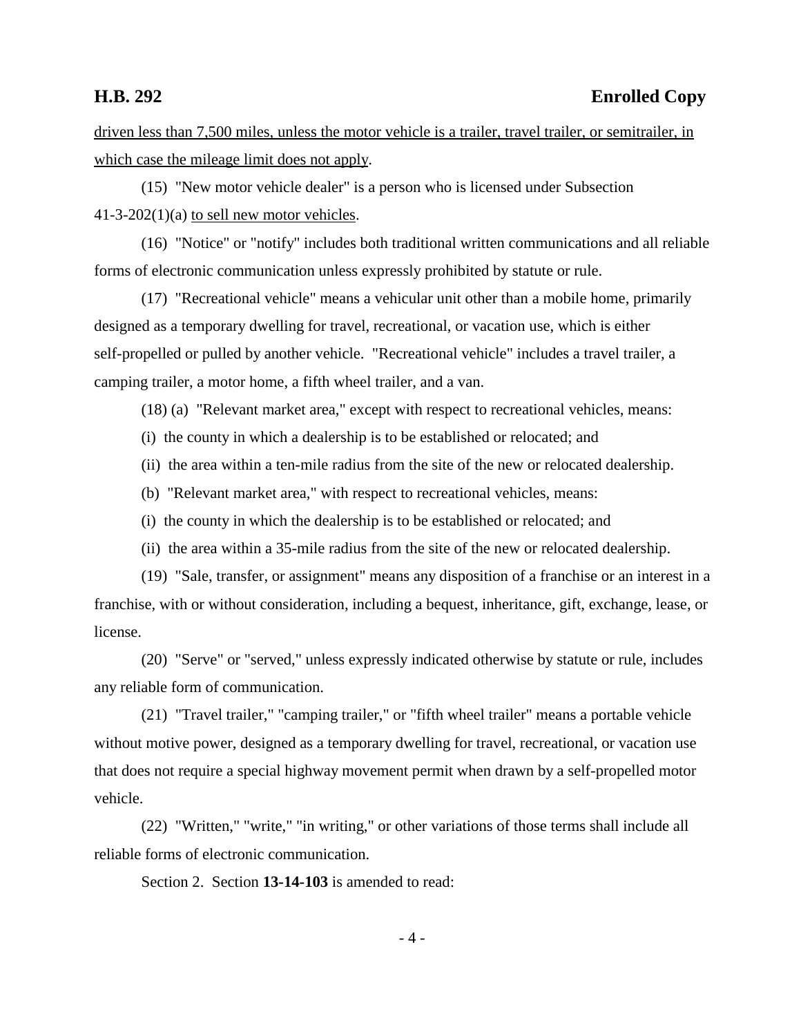driven less than 7,500 miles, unless the motor vehicle is a trailer, travel trailer, or semitrailer, in which case the mileage limit does not apply.

(15) "New motor vehicle dealer" is a person who is licensed under Subsection 41-3-202(1)(a) to sell new motor vehicles.

(16) "Notice" or "notify" includes both traditional written communications and all reliable forms of electronic communication unless expressly prohibited by statute or rule.

(17) "Recreational vehicle" means a vehicular unit other than a mobile home, primarily designed as a temporary dwelling for travel, recreational, or vacation use, which is either self-propelled or pulled by another vehicle. "Recreational vehicle" includes a travel trailer, a camping trailer, a motor home, a fifth wheel trailer, and a van.

(18) (a) "Relevant market area," except with respect to recreational vehicles, means:

(i) the county in which a dealership is to be established or relocated; and

(ii) the area within a ten-mile radius from the site of the new or relocated dealership.

(b) "Relevant market area," with respect to recreational vehicles, means:

(i) the county in which the dealership is to be established or relocated; and

(ii) the area within a 35-mile radius from the site of the new or relocated dealership.

(19) "Sale, transfer, or assignment" means any disposition of a franchise or an interest in a franchise, with or without consideration, including a bequest, inheritance, gift, exchange, lease, or license.

(20) "Serve" or "served," unless expressly indicated otherwise by statute or rule, includes any reliable form of communication.

(21) "Travel trailer," "camping trailer," or "fifth wheel trailer" means a portable vehicle without motive power, designed as a temporary dwelling for travel, recreational, or vacation use that does not require a special highway movement permit when drawn by a self-propelled motor vehicle.

(22) "Written," "write," "in writing," or other variations of those terms shall include all reliable forms of electronic communication.

Section 2. Section **13-14-103** is amended to read: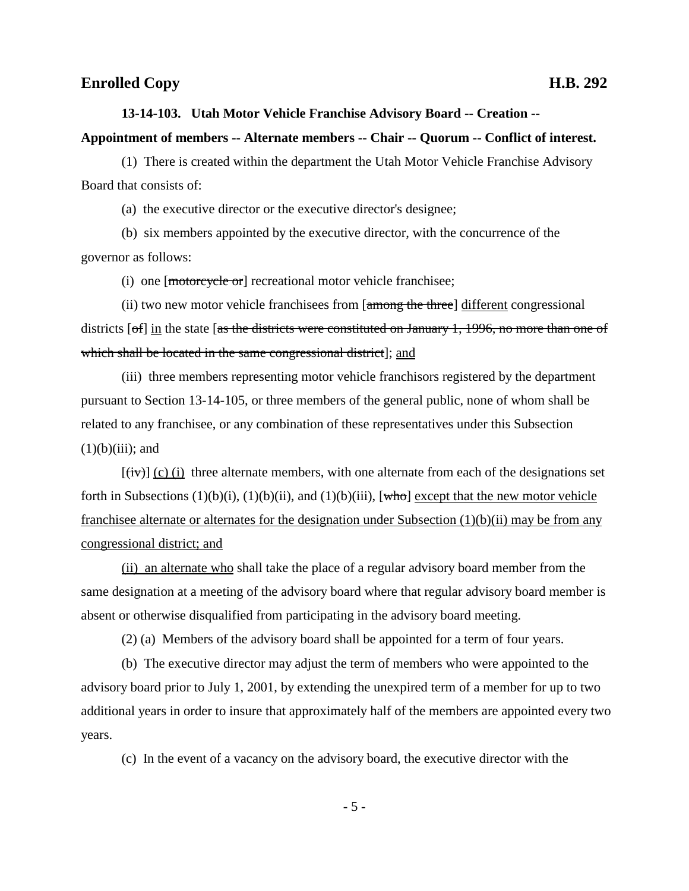**13-14-103. Utah Motor Vehicle Franchise Advisory Board -- Creation -- Appointment of members -- Alternate members -- Chair -- Quorum -- Conflict of interest.**

(1) There is created within the department the Utah Motor Vehicle Franchise Advisory Board that consists of:

(a) the executive director or the executive director's designee;

(b) six members appointed by the executive director, with the concurrence of the governor as follows:

(i) one [~~motorcycle or~~] recreational motor vehicle franchisee;

(ii) two new motor vehicle franchisees from [~~among the three~~] <u>different</u> congressional districts [~~of~~] <u>in</u> the state [~~as the districts were constituted on January 1, 1996, no more than one of which shall be located in the same congressional district~~]; <u>and</u>

(iii) three members representing motor vehicle franchisors registered by the department pursuant to Section 13-14-105, or three members of the general public, none of whom shall be related to any franchisee, or any combination of these representatives under this Subsection (1)(b)(iii); and

[~~(iv)~~] <u>(c) (i)</u> three alternate members, with one alternate from each of the designations set forth in Subsections (1)(b)(i), (1)(b)(ii), and (1)(b)(iii), [~~who~~] <u>except that the new motor vehicle franchisee alternate or alternates for the designation under Subsection (1)(b)(ii) may be from any congressional district; and</u>

<u>(ii) an alternate who</u> shall take the place of a regular advisory board member from the same designation at a meeting of the advisory board where that regular advisory board member is absent or otherwise disqualified from participating in the advisory board meeting.

(2) (a) Members of the advisory board shall be appointed for a term of four years.

(b) The executive director may adjust the term of members who were appointed to the advisory board prior to July 1, 2001, by extending the unexpired term of a member for up to two additional years in order to insure that approximately half of the members are appointed every two years.

(c) In the event of a vacancy on the advisory board, the executive director with the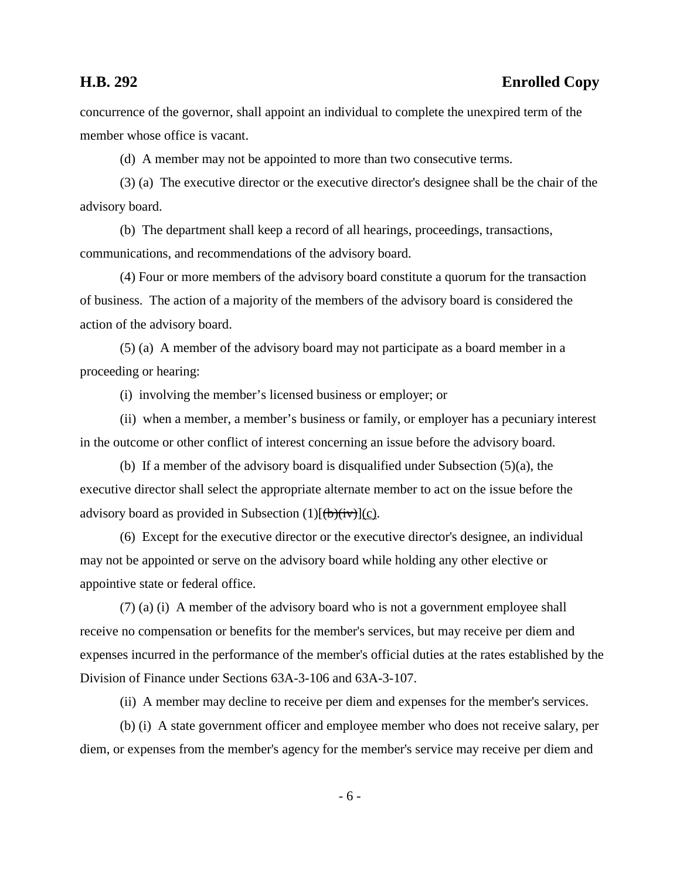concurrence of the governor, shall appoint an individual to complete the unexpired term of the member whose office is vacant.

(d) A member may not be appointed to more than two consecutive terms.

(3) (a) The executive director or the executive director's designee shall be the chair of the advisory board.

(b) The department shall keep a record of all hearings, proceedings, transactions, communications, and recommendations of the advisory board.

(4) Four or more members of the advisory board constitute a quorum for the transaction of business. The action of a majority of the members of the advisory board is considered the action of the advisory board.

(5) (a) A member of the advisory board may not participate as a board member in a proceeding or hearing:

(i) involving the member's licensed business or employer; or

(ii) when a member, a member's business or family, or employer has a pecuniary interest in the outcome or other conflict of interest concerning an issue before the advisory board.

(b) If a member of the advisory board is disqualified under Subsection (5)(a), the executive director shall select the appropriate alternate member to act on the issue before the advisory board as provided in Subsection (1)[~~(b)(iv)~~](c).

(6) Except for the executive director or the executive director's designee, an individual may not be appointed or serve on the advisory board while holding any other elective or appointive state or federal office.

(7) (a) (i) A member of the advisory board who is not a government employee shall receive no compensation or benefits for the member's services, but may receive per diem and expenses incurred in the performance of the member's official duties at the rates established by the Division of Finance under Sections 63A-3-106 and 63A-3-107.

(ii) A member may decline to receive per diem and expenses for the member's services.

(b) (i) A state government officer and employee member who does not receive salary, per diem, or expenses from the member's agency for the member's service may receive per diem and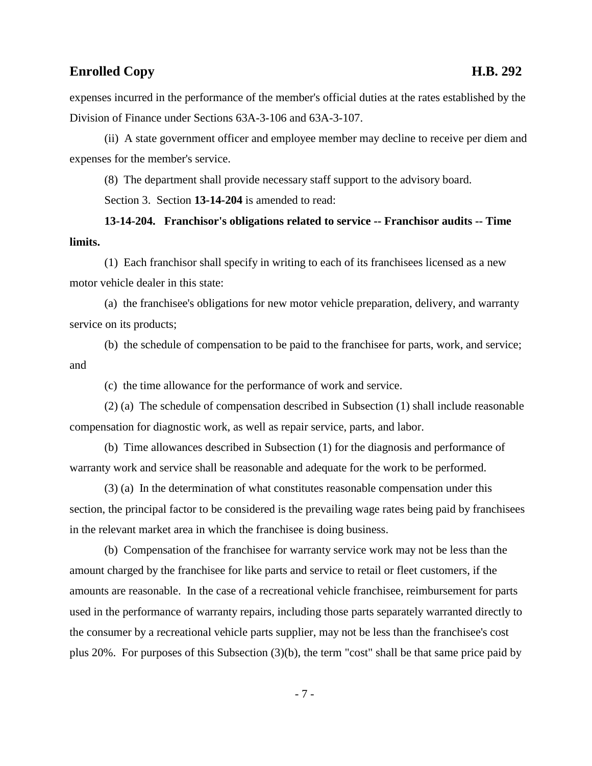expenses incurred in the performance of the member's official duties at the rates established by the Division of Finance under Sections 63A-3-106 and 63A-3-107.

(ii) A state government officer and employee member may decline to receive per diem and expenses for the member's service.

(8) The department shall provide necessary staff support to the advisory board.

Section 3. Section **13-14-204** is amended to read:

**13-14-204. Franchisor's obligations related to service -- Franchisor audits -- Time limits.**

(1) Each franchisor shall specify in writing to each of its franchisees licensed as a new motor vehicle dealer in this state:

(a) the franchisee's obligations for new motor vehicle preparation, delivery, and warranty service on its products;

(b) the schedule of compensation to be paid to the franchisee for parts, work, and service; and

(c) the time allowance for the performance of work and service.

(2) (a) The schedule of compensation described in Subsection (1) shall include reasonable compensation for diagnostic work, as well as repair service, parts, and labor.

(b) Time allowances described in Subsection (1) for the diagnosis and performance of warranty work and service shall be reasonable and adequate for the work to be performed.

(3) (a) In the determination of what constitutes reasonable compensation under this section, the principal factor to be considered is the prevailing wage rates being paid by franchisees in the relevant market area in which the franchisee is doing business.

(b) Compensation of the franchisee for warranty service work may not be less than the amount charged by the franchisee for like parts and service to retail or fleet customers, if the amounts are reasonable. In the case of a recreational vehicle franchisee, reimbursement for parts used in the performance of warranty repairs, including those parts separately warranted directly to the consumer by a recreational vehicle parts supplier, may not be less than the franchisee's cost plus 20%. For purposes of this Subsection (3)(b), the term "cost" shall be that same price paid by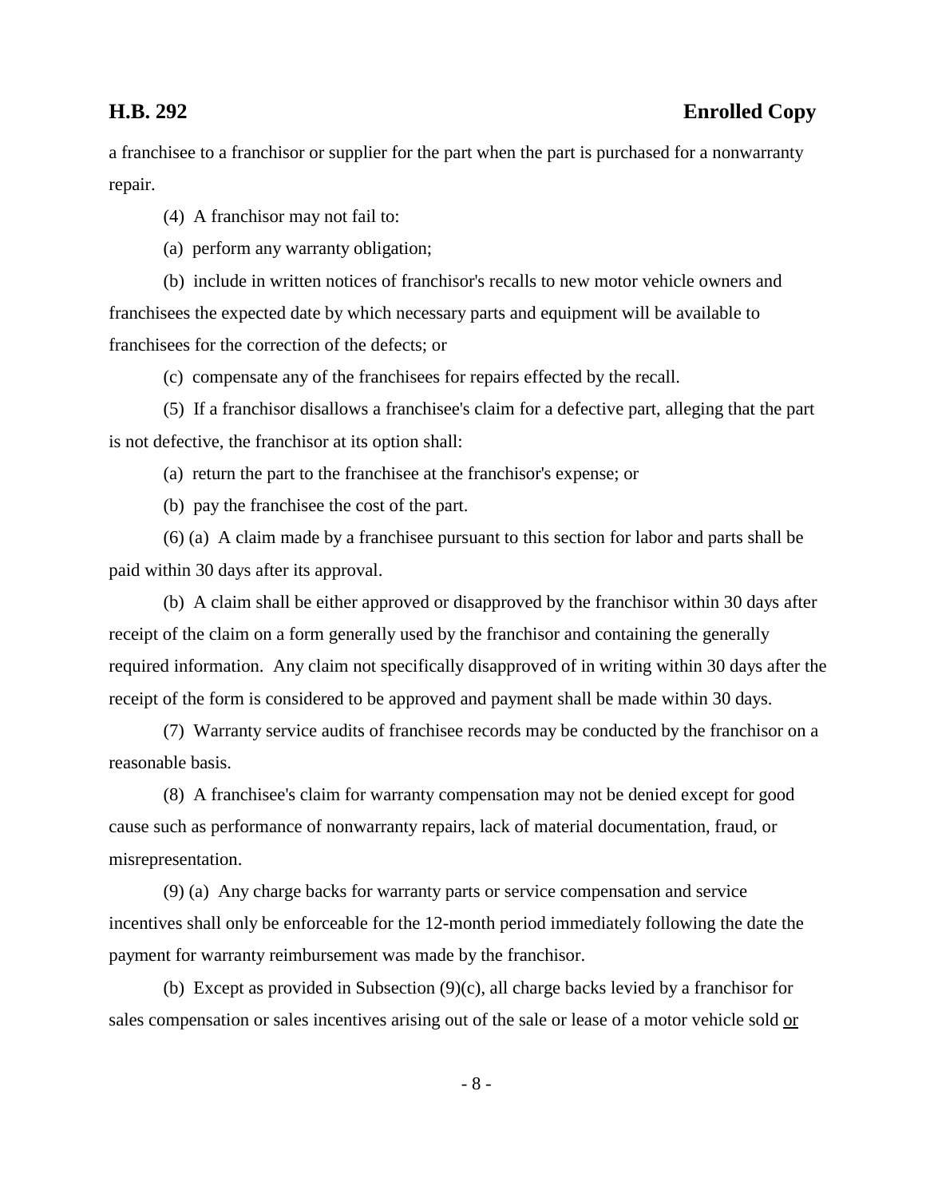a franchisee to a franchisor or supplier for the part when the part is purchased for a nonwarranty repair.

(4) A franchisor may not fail to:

(a) perform any warranty obligation;

(b) include in written notices of franchisor's recalls to new motor vehicle owners and franchisees the expected date by which necessary parts and equipment will be available to franchisees for the correction of the defects; or

(c) compensate any of the franchisees for repairs effected by the recall.

(5) If a franchisor disallows a franchisee's claim for a defective part, alleging that the part is not defective, the franchisor at its option shall:

(a) return the part to the franchisee at the franchisor's expense; or

(b) pay the franchisee the cost of the part.

(6) (a) A claim made by a franchisee pursuant to this section for labor and parts shall be paid within 30 days after its approval.

(b) A claim shall be either approved or disapproved by the franchisor within 30 days after receipt of the claim on a form generally used by the franchisor and containing the generally required information. Any claim not specifically disapproved of in writing within 30 days after the receipt of the form is considered to be approved and payment shall be made within 30 days.

(7) Warranty service audits of franchisee records may be conducted by the franchisor on a reasonable basis.

(8) A franchisee's claim for warranty compensation may not be denied except for good cause such as performance of nonwarranty repairs, lack of material documentation, fraud, or misrepresentation.

(9) (a) Any charge backs for warranty parts or service compensation and service incentives shall only be enforceable for the 12-month period immediately following the date the payment for warranty reimbursement was made by the franchisor.

(b) Except as provided in Subsection (9)(c), all charge backs levied by a franchisor for sales compensation or sales incentives arising out of the sale or lease of a motor vehicle sold <u>or</u>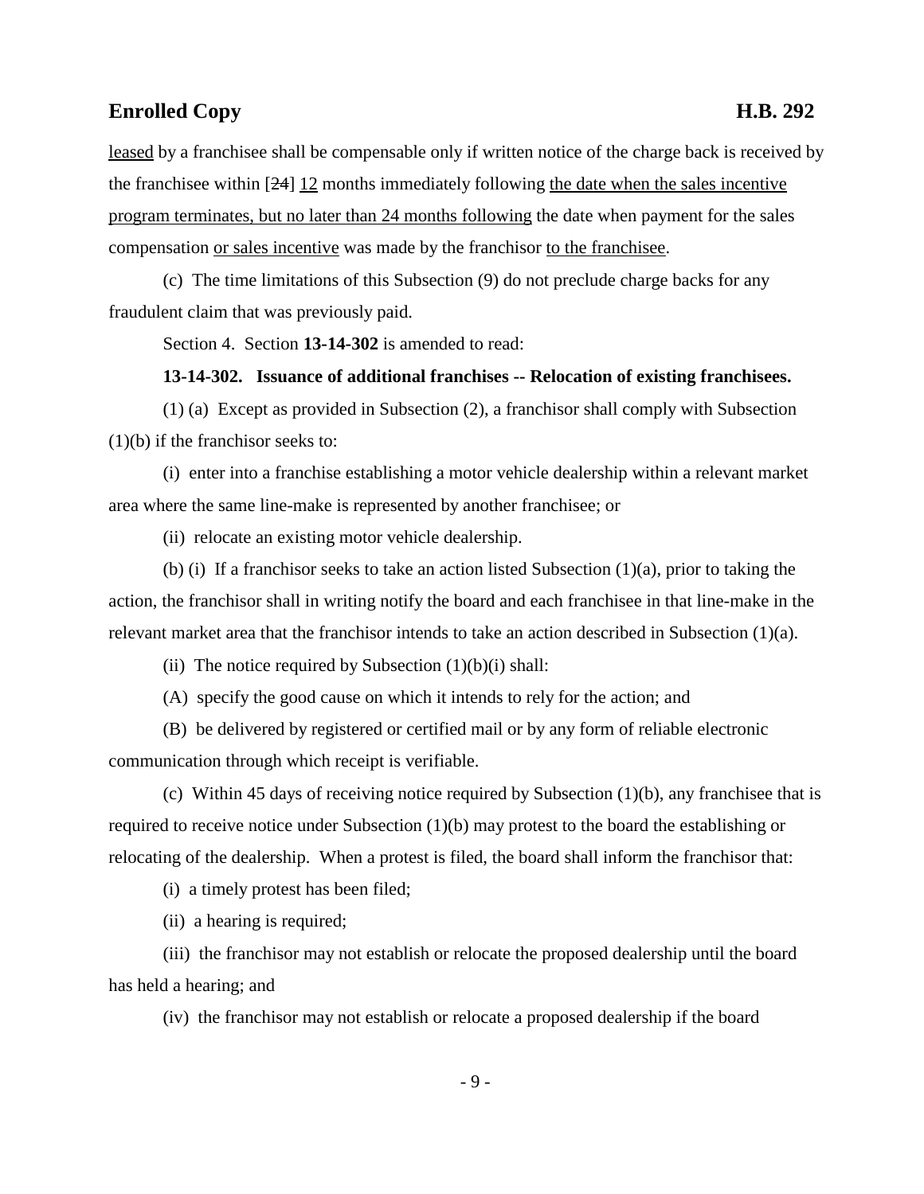leased by a franchisee shall be compensable only if written notice of the charge back is received by the franchisee within [~~24~~] 12 months immediately following the date when the sales incentive program terminates, but no later than 24 months following the date when payment for the sales compensation or sales incentive was made by the franchisor to the franchisee.

(c) The time limitations of this Subsection (9) do not preclude charge backs for any fraudulent claim that was previously paid.

Section 4. Section **13-14-302** is amended to read:

**13-14-302. Issuance of additional franchises -- Relocation of existing franchisees.**

(1) (a) Except as provided in Subsection (2), a franchisor shall comply with Subsection (1)(b) if the franchisor seeks to:

(i) enter into a franchise establishing a motor vehicle dealership within a relevant market area where the same line-make is represented by another franchisee; or

(ii) relocate an existing motor vehicle dealership.

(b) (i) If a franchisor seeks to take an action listed Subsection (1)(a), prior to taking the action, the franchisor shall in writing notify the board and each franchisee in that line-make in the relevant market area that the franchisor intends to take an action described in Subsection (1)(a).

(ii) The notice required by Subsection (1)(b)(i) shall:

(A) specify the good cause on which it intends to rely for the action; and

(B) be delivered by registered or certified mail or by any form of reliable electronic communication through which receipt is verifiable.

(c) Within 45 days of receiving notice required by Subsection (1)(b), any franchisee that is required to receive notice under Subsection (1)(b) may protest to the board the establishing or relocating of the dealership. When a protest is filed, the board shall inform the franchisor that:

(i) a timely protest has been filed;

(ii) a hearing is required;

(iii) the franchisor may not establish or relocate the proposed dealership until the board has held a hearing; and

(iv) the franchisor may not establish or relocate a proposed dealership if the board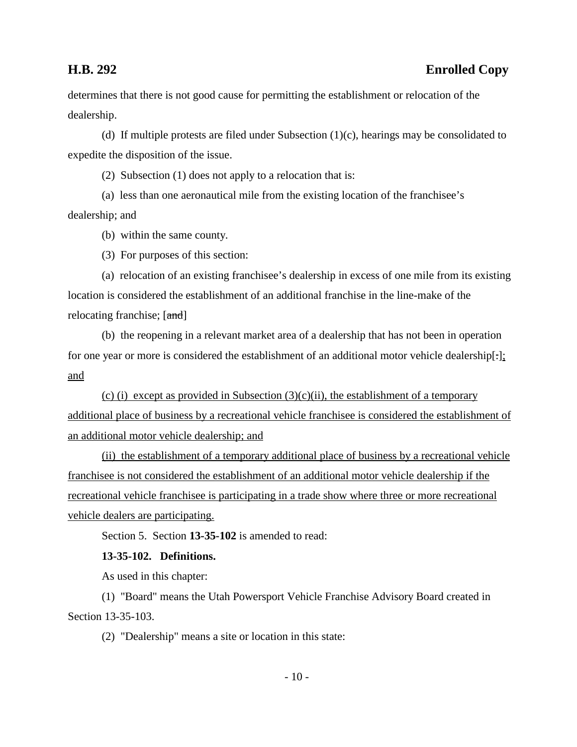determines that there is not good cause for permitting the establishment or relocation of the dealership.

(d) If multiple protests are filed under Subsection (1)(c), hearings may be consolidated to expedite the disposition of the issue.

(2) Subsection (1) does not apply to a relocation that is:

(a) less than one aeronautical mile from the existing location of the franchisee's dealership; and

(b) within the same county.

(3) For purposes of this section:

(a) relocation of an existing franchisee's dealership in excess of one mile from its existing location is considered the establishment of an additional franchise in the line-make of the relocating franchise; [~~and~~]

(b) the reopening in a relevant market area of a dealership that has not been in operation for one year or more is considered the establishment of an additional motor vehicle dealership[~~.~~]; and

(c) (i) except as provided in Subsection (3)(c)(ii), the establishment of a temporary additional place of business by a recreational vehicle franchisee is considered the establishment of an additional motor vehicle dealership; and

(ii) the establishment of a temporary additional place of business by a recreational vehicle franchisee is not considered the establishment of an additional motor vehicle dealership if the recreational vehicle franchisee is participating in a trade show where three or more recreational vehicle dealers are participating.

Section 5. Section **13-35-102** is amended to read:

**13-35-102. Definitions.**

As used in this chapter:

(1) "Board" means the Utah Powersport Vehicle Franchise Advisory Board created in Section 13-35-103.

(2) "Dealership" means a site or location in this state: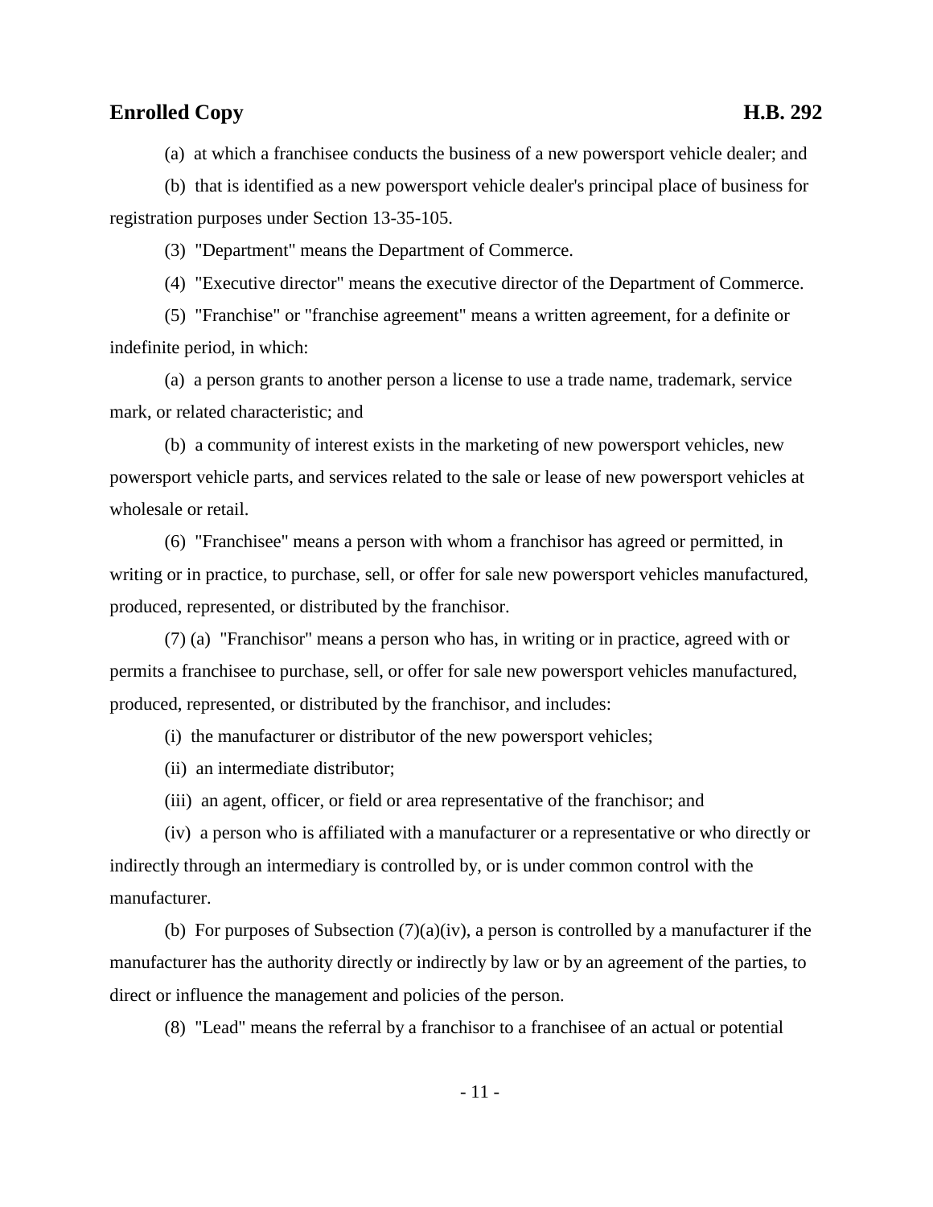(a) at which a franchisee conducts the business of a new powersport vehicle dealer; and

(b) that is identified as a new powersport vehicle dealer's principal place of business for registration purposes under Section 13-35-105.

(3) "Department" means the Department of Commerce.

(4) "Executive director" means the executive director of the Department of Commerce.

(5) "Franchise" or "franchise agreement" means a written agreement, for a definite or indefinite period, in which:

(a) a person grants to another person a license to use a trade name, trademark, service mark, or related characteristic; and

(b) a community of interest exists in the marketing of new powersport vehicles, new powersport vehicle parts, and services related to the sale or lease of new powersport vehicles at wholesale or retail.

(6) "Franchisee" means a person with whom a franchisor has agreed or permitted, in writing or in practice, to purchase, sell, or offer for sale new powersport vehicles manufactured, produced, represented, or distributed by the franchisor.

(7) (a) "Franchisor" means a person who has, in writing or in practice, agreed with or permits a franchisee to purchase, sell, or offer for sale new powersport vehicles manufactured, produced, represented, or distributed by the franchisor, and includes:

(i) the manufacturer or distributor of the new powersport vehicles;

(ii) an intermediate distributor;

(iii) an agent, officer, or field or area representative of the franchisor; and

(iv) a person who is affiliated with a manufacturer or a representative or who directly or indirectly through an intermediary is controlled by, or is under common control with the manufacturer.

(b) For purposes of Subsection (7)(a)(iv), a person is controlled by a manufacturer if the manufacturer has the authority directly or indirectly by law or by an agreement of the parties, to direct or influence the management and policies of the person.

(8) "Lead" means the referral by a franchisor to a franchisee of an actual or potential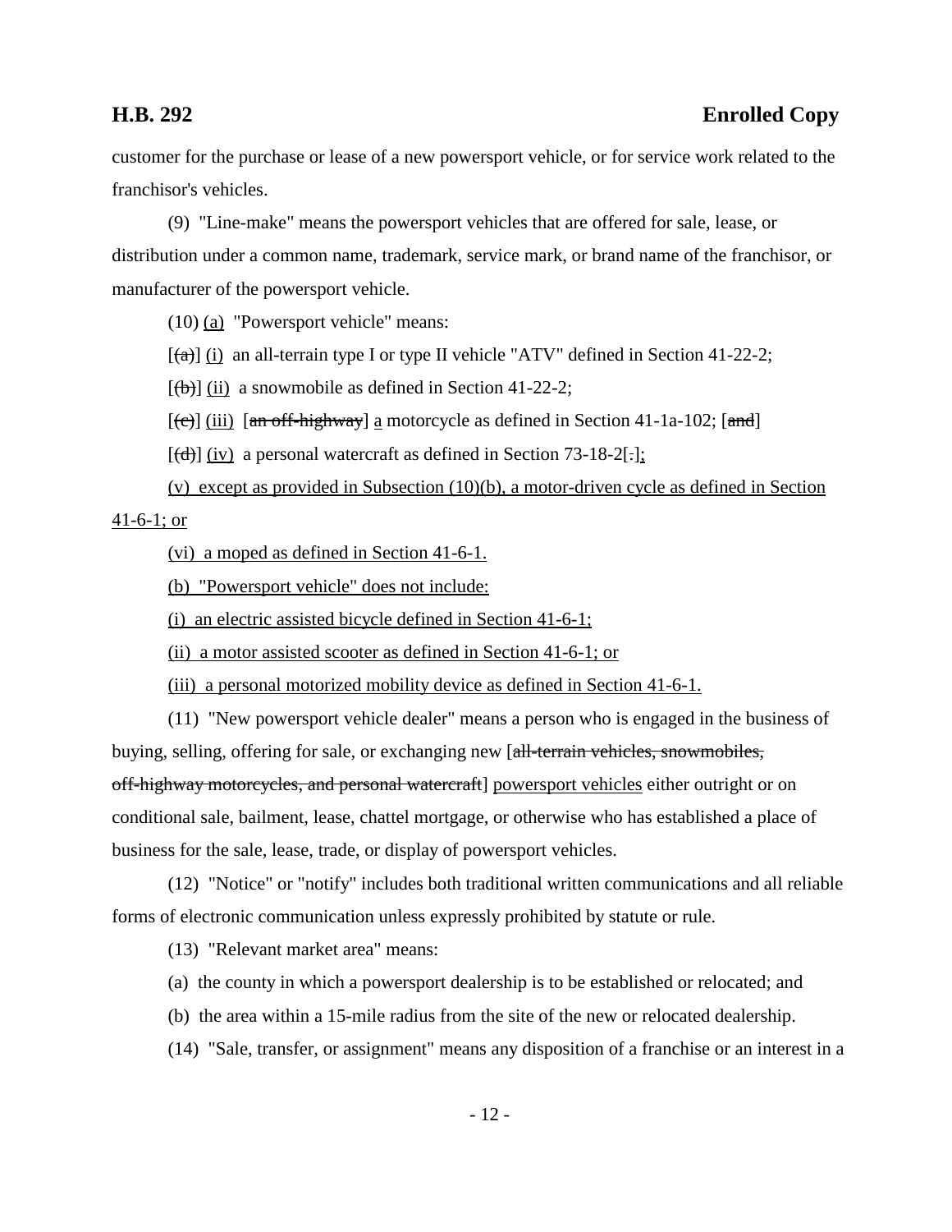customer for the purchase or lease of a new powersport vehicle, or for service work related to the franchisor's vehicles.

(9) "Line-make" means the powersport vehicles that are offered for sale, lease, or distribution under a common name, trademark, service mark, or brand name of the franchisor, or manufacturer of the powersport vehicle.

(10) <u>(a)</u> "Powersport vehicle" means:

[~~(a)~~] <u>(i)</u> an all-terrain type I or type II vehicle "ATV" defined in Section 41-22-2;

[~~(b)~~] <u>(ii)</u> a snowmobile as defined in Section 41-22-2;

[~~(c)~~] <u>(iii)</u> [~~an off-highway~~] <u>a</u> motorcycle as defined in Section 41-1a-102; [~~and~~]

[~~(d)~~] <u>(iv)</u> a personal watercraft as defined in Section 73-18-2[~~.~~]<u>;</u>

<u>(v) except as provided in Subsection (10)(b), a motor-driven cycle as defined in Section 41-6-1; or</u>

<u>(vi) a moped as defined in Section 41-6-1.</u>

<u>(b) "Powersport vehicle" does not include:</u>

<u>(i) an electric assisted bicycle defined in Section 41-6-1;</u>

<u>(ii) a motor assisted scooter as defined in Section 41-6-1; or</u>

<u>(iii) a personal motorized mobility device as defined in Section 41-6-1.</u>

(11) "New powersport vehicle dealer" means a person who is engaged in the business of buying, selling, offering for sale, or exchanging new [~~all-terrain vehicles, snowmobiles, off-highway motorcycles, and personal watercraft~~] <u>powersport vehicles</u> either outright or on conditional sale, bailment, lease, chattel mortgage, or otherwise who has established a place of business for the sale, lease, trade, or display of powersport vehicles.

(12) "Notice" or "notify" includes both traditional written communications and all reliable forms of electronic communication unless expressly prohibited by statute or rule.

(13) "Relevant market area" means:

(a) the county in which a powersport dealership is to be established or relocated; and

(b) the area within a 15-mile radius from the site of the new or relocated dealership.

(14) "Sale, transfer, or assignment" means any disposition of a franchise or an interest in a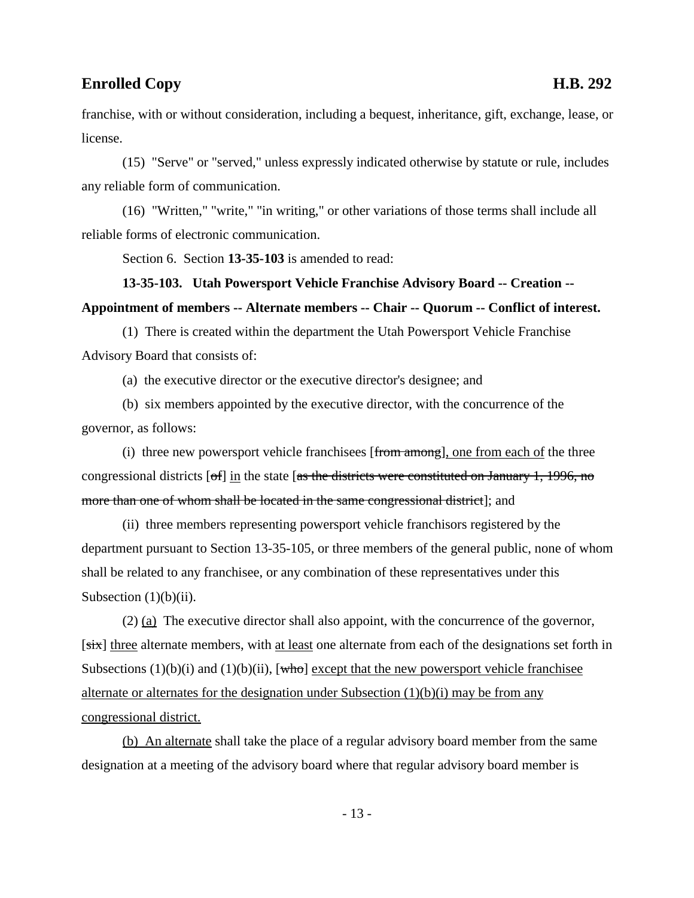franchise, with or without consideration, including a bequest, inheritance, gift, exchange, lease, or license.

(15) "Serve" or "served," unless expressly indicated otherwise by statute or rule, includes any reliable form of communication.

(16) "Written," "write," "in writing," or other variations of those terms shall include all reliable forms of electronic communication.

Section 6. Section **13-35-103** is amended to read:

**13-35-103. Utah Powersport Vehicle Franchise Advisory Board -- Creation -- Appointment of members -- Alternate members -- Chair -- Quorum -- Conflict of interest.**

(1) There is created within the department the Utah Powersport Vehicle Franchise Advisory Board that consists of:

(a) the executive director or the executive director's designee; and

(b) six members appointed by the executive director, with the concurrence of the governor, as follows:

(i) three new powersport vehicle franchisees [~~from among~~]<u>, one from each of</u> the three congressional districts [~~of~~] <u>in</u> the state [~~as the districts were constituted on January 1, 1996, no more than one of whom shall be located in the same congressional district~~]; and

(ii) three members representing powersport vehicle franchisors registered by the department pursuant to Section 13-35-105, or three members of the general public, none of whom shall be related to any franchisee, or any combination of these representatives under this Subsection (1)(b)(ii).

(2) <u>(a)</u> The executive director shall also appoint, with the concurrence of the governor, [~~six~~] <u>three</u> alternate members, with <u>at least</u> one alternate from each of the designations set forth in Subsections (1)(b)(i) and (1)(b)(ii), [~~who~~] <u>except that the new powersport vehicle franchisee alternate or alternates for the designation under Subsection (1)(b)(i) may be from any congressional district.</u>

<u>(b) An alternate</u> shall take the place of a regular advisory board member from the same designation at a meeting of the advisory board where that regular advisory board member is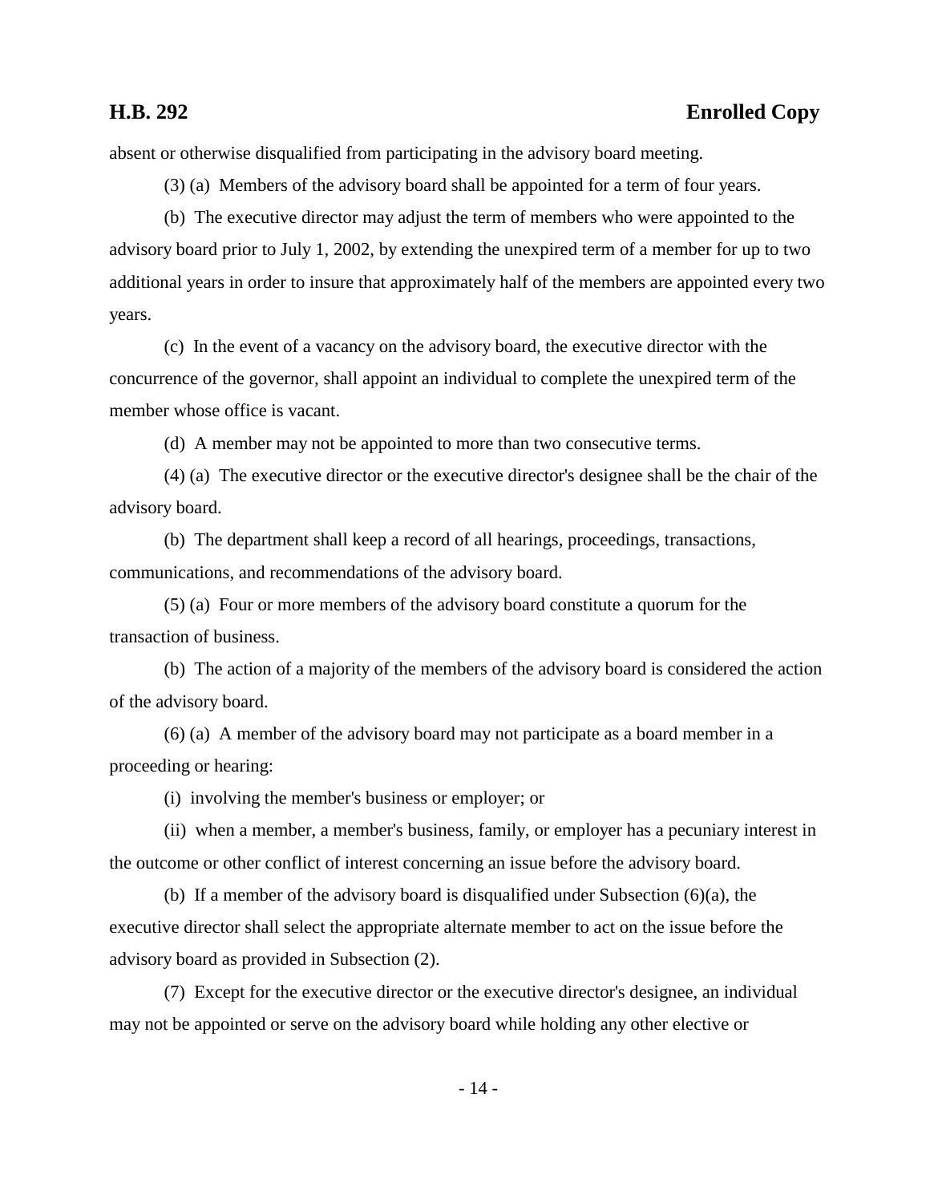absent or otherwise disqualified from participating in the advisory board meeting.

(3) (a) Members of the advisory board shall be appointed for a term of four years.

(b) The executive director may adjust the term of members who were appointed to the advisory board prior to July 1, 2002, by extending the unexpired term of a member for up to two additional years in order to insure that approximately half of the members are appointed every two years.

(c) In the event of a vacancy on the advisory board, the executive director with the concurrence of the governor, shall appoint an individual to complete the unexpired term of the member whose office is vacant.

(d) A member may not be appointed to more than two consecutive terms.

(4) (a) The executive director or the executive director's designee shall be the chair of the advisory board.

(b) The department shall keep a record of all hearings, proceedings, transactions, communications, and recommendations of the advisory board.

(5) (a) Four or more members of the advisory board constitute a quorum for the transaction of business.

(b) The action of a majority of the members of the advisory board is considered the action of the advisory board.

(6) (a) A member of the advisory board may not participate as a board member in a proceeding or hearing:

(i) involving the member's business or employer; or

(ii) when a member, a member's business, family, or employer has a pecuniary interest in the outcome or other conflict of interest concerning an issue before the advisory board.

(b) If a member of the advisory board is disqualified under Subsection (6)(a), the executive director shall select the appropriate alternate member to act on the issue before the advisory board as provided in Subsection (2).

(7) Except for the executive director or the executive director's designee, an individual may not be appointed or serve on the advisory board while holding any other elective or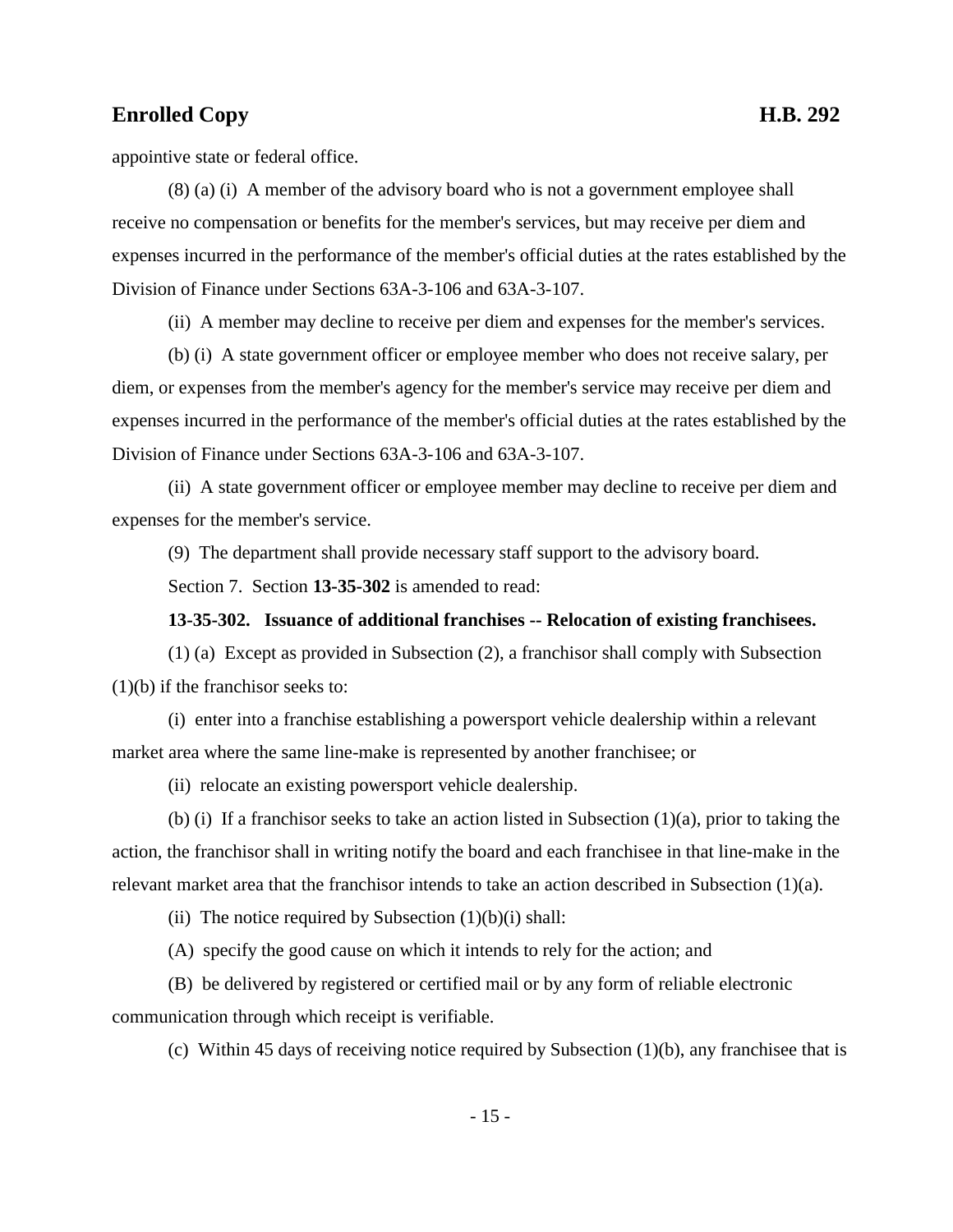appointive state or federal office.

(8) (a) (i) A member of the advisory board who is not a government employee shall receive no compensation or benefits for the member's services, but may receive per diem and expenses incurred in the performance of the member's official duties at the rates established by the Division of Finance under Sections 63A-3-106 and 63A-3-107.

(ii) A member may decline to receive per diem and expenses for the member's services.

(b) (i) A state government officer or employee member who does not receive salary, per diem, or expenses from the member's agency for the member's service may receive per diem and expenses incurred in the performance of the member's official duties at the rates established by the Division of Finance under Sections 63A-3-106 and 63A-3-107.

(ii) A state government officer or employee member may decline to receive per diem and expenses for the member's service.

(9) The department shall provide necessary staff support to the advisory board.

Section 7. Section **13-35-302** is amended to read:

**13-35-302. Issuance of additional franchises -- Relocation of existing franchisees.**

(1) (a) Except as provided in Subsection (2), a franchisor shall comply with Subsection (1)(b) if the franchisor seeks to:

(i) enter into a franchise establishing a powersport vehicle dealership within a relevant market area where the same line-make is represented by another franchisee; or

(ii) relocate an existing powersport vehicle dealership.

(b) (i) If a franchisor seeks to take an action listed in Subsection (1)(a), prior to taking the action, the franchisor shall in writing notify the board and each franchisee in that line-make in the relevant market area that the franchisor intends to take an action described in Subsection (1)(a).

(ii) The notice required by Subsection (1)(b)(i) shall:

(A) specify the good cause on which it intends to rely for the action; and

(B) be delivered by registered or certified mail or by any form of reliable electronic communication through which receipt is verifiable.

(c) Within 45 days of receiving notice required by Subsection (1)(b), any franchisee that is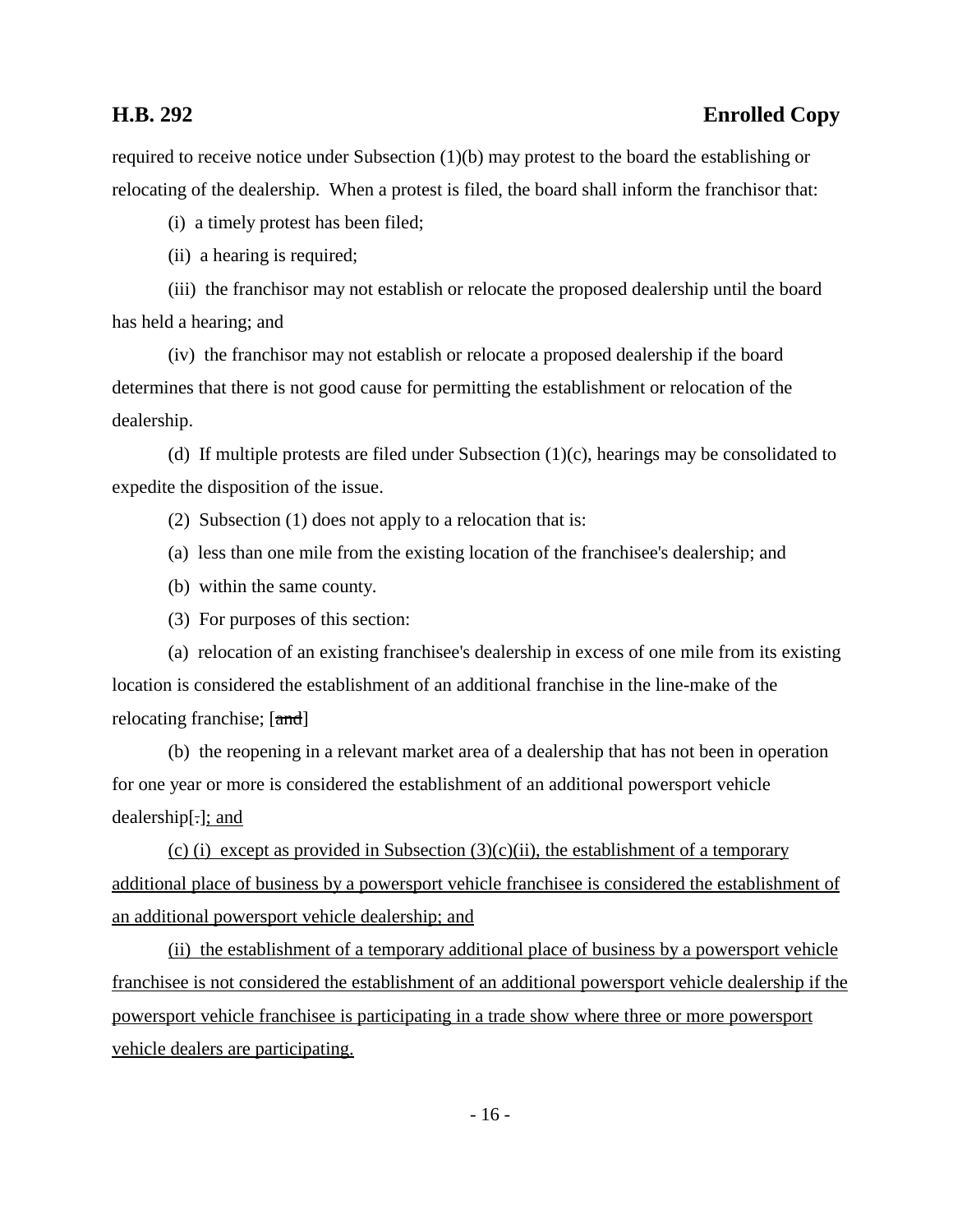required to receive notice under Subsection (1)(b) may protest to the board the establishing or relocating of the dealership. When a protest is filed, the board shall inform the franchisor that:

(i) a timely protest has been filed;

(ii) a hearing is required;

(iii) the franchisor may not establish or relocate the proposed dealership until the board has held a hearing; and

(iv) the franchisor may not establish or relocate a proposed dealership if the board determines that there is not good cause for permitting the establishment or relocation of the dealership.

(d) If multiple protests are filed under Subsection (1)(c), hearings may be consolidated to expedite the disposition of the issue.

(2) Subsection (1) does not apply to a relocation that is:

(a) less than one mile from the existing location of the franchisee's dealership; and

(b) within the same county.

(3) For purposes of this section:

(a) relocation of an existing franchisee's dealership in excess of one mile from its existing location is considered the establishment of an additional franchise in the line-make of the relocating franchise; [~~and~~]

(b) the reopening in a relevant market area of a dealership that has not been in operation for one year or more is considered the establishment of an additional powersport vehicle dealership[~~.~~]<u>; and</u>

<u>(c) (i) except as provided in Subsection (3)(c)(ii), the establishment of a temporary additional place of business by a powersport vehicle franchisee is considered the establishment of an additional powersport vehicle dealership; and</u>

<u>(ii) the establishment of a temporary additional place of business by a powersport vehicle franchisee is not considered the establishment of an additional powersport vehicle dealership if the powersport vehicle franchisee is participating in a trade show where three or more powersport vehicle dealers are participating.</u>